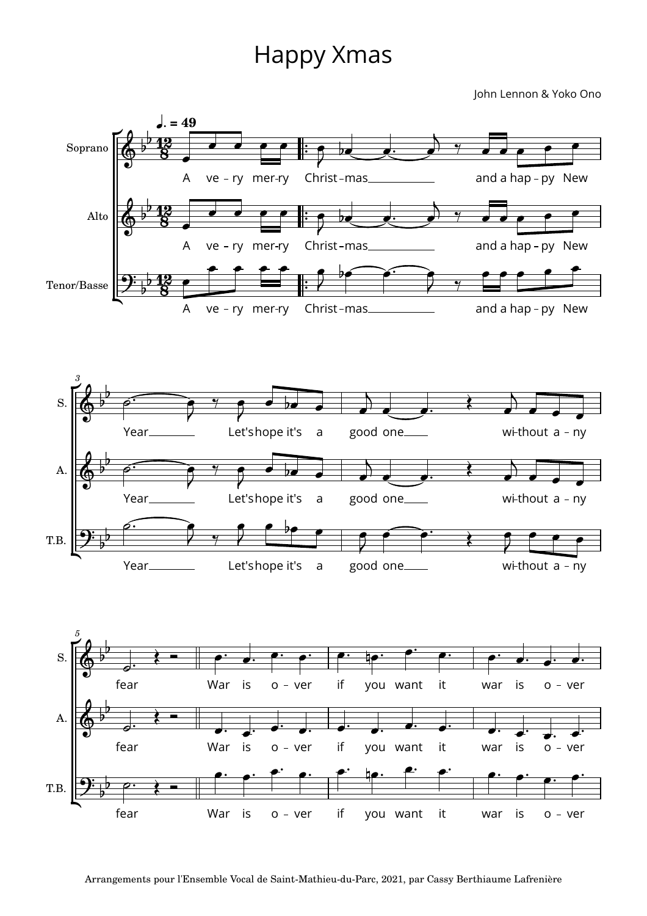# Happy Xmas

John Lennon & Yoko Ono

Arrangements pour l'Ensemble Vocal de Saint-Mathieu-du-Parc, 2021, par Cassy Berthiaume Lafrenière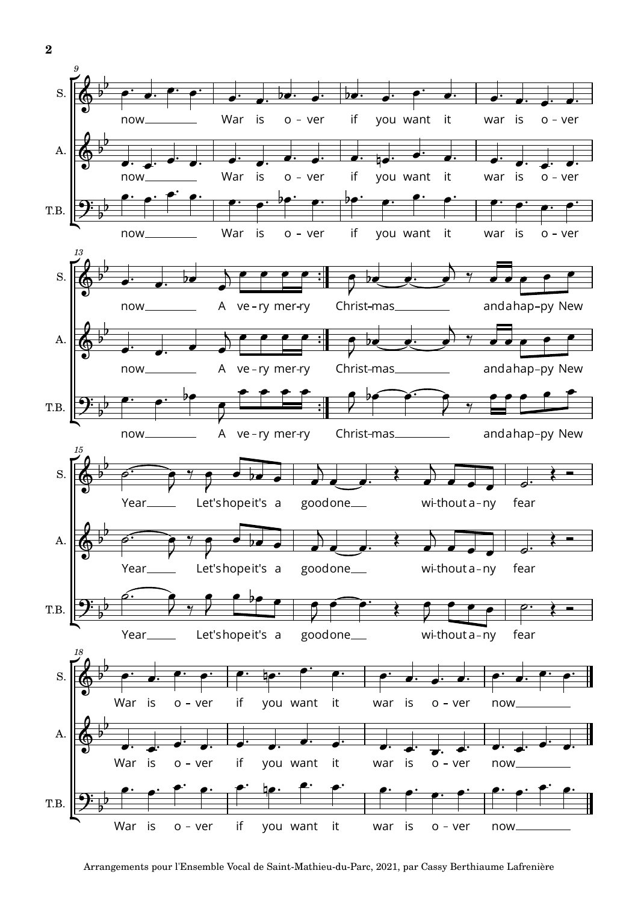Arrangements pour l'Ensemble Vocal de Saint-Mathieu-du-Parc, 2021, par Cassy Berthiaume Lafrenière